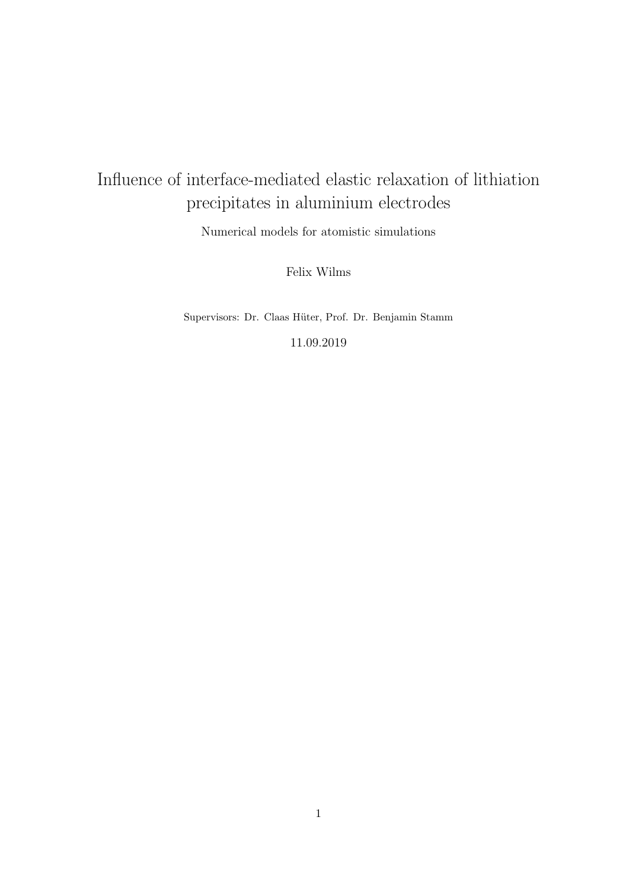# Influence of interface-mediated elastic relaxation of lithiation precipitates in aluminium electrodes

Numerical models for atomistic simulations

Felix Wilms

Supervisors: Dr. Claas Hüter, Prof. Dr. Benjamin Stamm

11.09.2019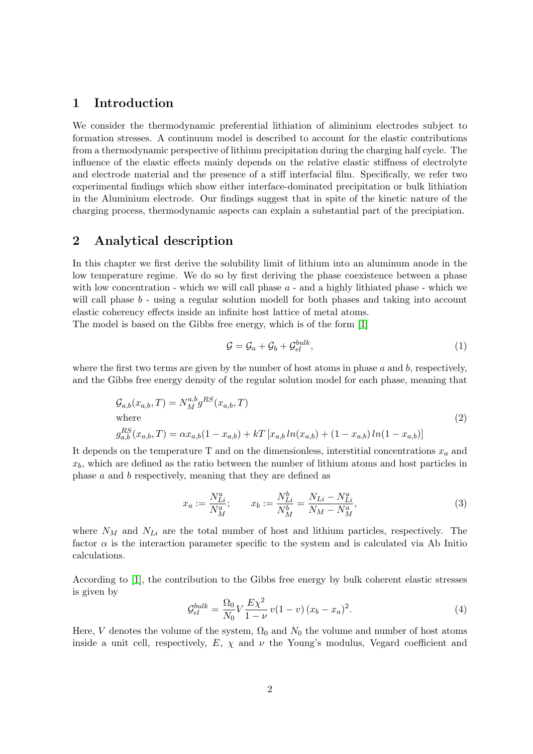## 1 Introduction

We consider the thermodynamic preferential lithiation of aliminium electrodes subject to formation stresses. A continuum model is described to account for the elastic contributions from a thermodynamic perspective of lithium precipitation during the charging half cycle. The influence of the elastic effects mainly depends on the relative elastic stiffness of electrolyte and electrode material and the presence of a stiff interfacial film. Specifically, we refer two experimental findings which show either interface-dominated precipitation or bulk lithiation in the Aluminium electrode. Our findings suggest that in spite of the kinetic nature of the charging process, thermodynamic aspects can explain a substantial part of the precipiation.

## 2 Analytical description

In this chapter we first derive the solubility limit of lithium into an aluminum anode in the low temperature regime. We do so by first deriving the phase coexistence between a phase with low concentration - which we will call phase $a$ - and a highly lithiated phase - which we will call phase $b$ - using a regular solution modell for both phases and taking into account elastic coherency effects inside an infinite host lattice of metal atoms.
The model is based on the Gibbs free energy, which is of the form [1]

$$\mathcal{G} = \mathcal{G}_a + \mathcal{G}_b + \mathcal{G}_{el}^{bulk}, \tag{1}$$

where the first two terms are given by the number of host atoms in phase $a$ and $b$, respectively, and the Gibbs free energy density of the regular solution model for each phase, meaning that

$$\begin{aligned} &\mathcal{G}_{a,b}(x_{a,b}, T) = N_M^{a,b} g^{RS}(x_{a,b}, T) \\ &\text{where} \\ &g_{a,b}^{RS}(x_{a,b}, T) = \alpha x_{a,b}(1 - x_{a,b}) + kT \left[ x_{a,b} \, ln(x_{a,b}) + (1 - x_{a,b}) \, ln(1 - x_{a,b}) \right] \end{aligned} \tag{2}$$

It depends on the temperature T and on the dimensionless, interstitial concentrations $x_a$ and $x_b$, which are defined as the ratio between the number of lithium atoms and host particles in phase $a$ and $b$ respectively, meaning that they are defined as

$$x_a := \frac{N_{Li}^a}{N_M^a}; \qquad x_b := \frac{N_{Li}^b}{N_M^b} = \frac{N_{Li} - N_{Li}^a}{N_M - N_M^a}, \tag{3}$$

where $N_M$ and $N_{Li}$ are the total number of host and lithium particles, respectively. The factor $\alpha$ is the interaction parameter specific to the system and is calculated via Ab Initio calculations.

According to [1], the contribution to the Gibbs free energy by bulk coherent elastic stresses is given by

$$\mathcal{G}_{el}^{bulk} = \frac{\Omega_0}{N_0} V \frac{E\chi^2}{1 - \nu} \, v(1 - v) \, (x_b - x_a)^2. \tag{4}$$

Here, $V$ denotes the volume of the system, $\Omega_0$ and $N_0$ the volume and number of host atoms inside a unit cell, respectively, $E$, $\chi$ and $\nu$ the Young's modulus, Vegard coefficient and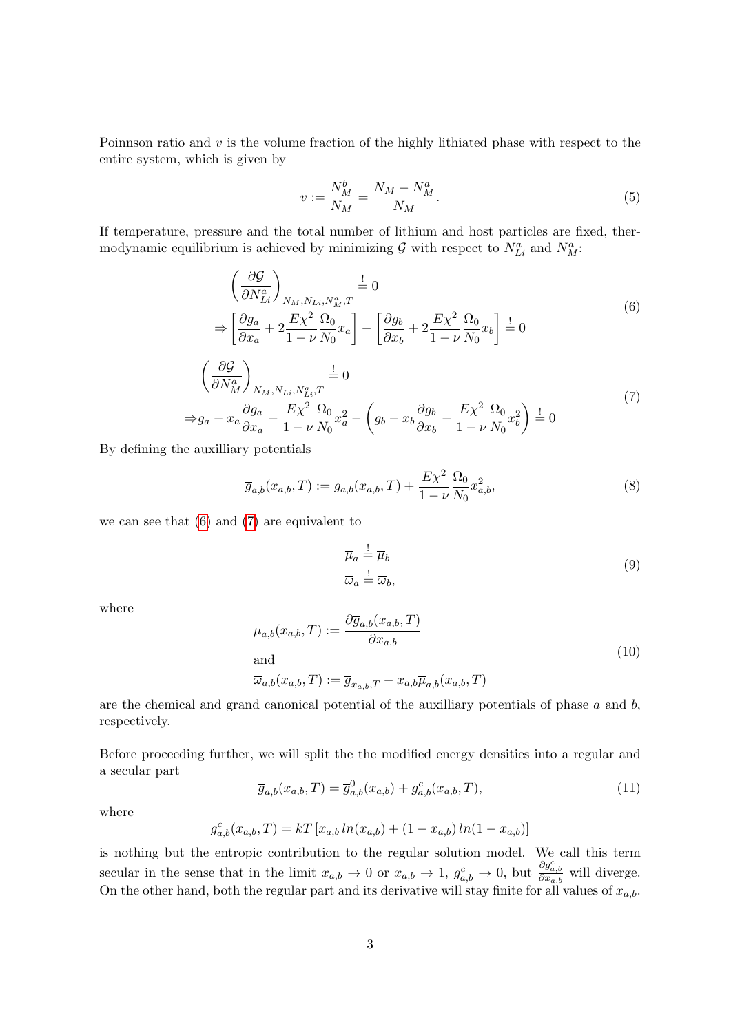Poinnson ratio and $v$ is the volume fraction of the highly lithiated phase with respect to the entire system, which is given by

$$v := \frac{N_M^b}{N_M} = \frac{N_M - N_M^a}{N_M}. \tag{5}$$

If temperature, pressure and the total number of lithium and host particles are fixed, thermodynamic equilibrium is achieved by minimizing $\mathcal{G}$ with respect to $N_{Li}^a$ and $N_M^a$:

$$\begin{aligned}
&\left(\frac{\partial \mathcal{G}}{\partial N_{Li}^a}\right)_{N_M, N_{Li}, N_M^a, T} \overset{!}{=} 0 \\
\Rightarrow &\left[\frac{\partial g_a}{\partial x_a} + 2\frac{E\chi^2}{1-\nu}\frac{\Omega_0}{N_0}x_a\right] - \left[\frac{\partial g_b}{\partial x_b} + 2\frac{E\chi^2}{1-\nu}\frac{\Omega_0}{N_0}x_b\right] \overset{!}{=} 0
\end{aligned} \tag{6}$$

$$\begin{aligned}
&\left(\frac{\partial \mathcal{G}}{\partial N_M^a}\right)_{N_M, N_{Li}, N_{Li}^a, T} \overset{!}{=} 0 \\
\Rightarrow &g_a - x_a\frac{\partial g_a}{\partial x_a} - \frac{E\chi^2}{1-\nu}\frac{\Omega_0}{N_0}x_a^2 - \left(g_b - x_b\frac{\partial g_b}{\partial x_b} - \frac{E\chi^2}{1-\nu}\frac{\Omega_0}{N_0}x_b^2\right) \overset{!}{=} 0
\end{aligned} \tag{7}$$

By defining the auxilliary potentials

$$\overline{g}_{a,b}(x_{a,b}, T) := g_{a,b}(x_{a,b}, T) + \frac{E\chi^2}{1-\nu}\frac{\Omega_0}{N_0}x_{a,b}^2, \tag{8}$$

we can see that (6) and (7) are equivalent to

$$\begin{aligned}
\overline{\mu}_a &\overset{!}{=} \overline{\mu}_b \\
\overline{\varpi}_a &\overset{!}{=} \overline{\varpi}_b,
\end{aligned} \tag{9}$$

where

$$\begin{aligned}
&\overline{\mu}_{a,b}(x_{a,b}, T) := \frac{\partial \overline{g}_{a,b}(x_{a,b}, T)}{\partial x_{a,b}} \\
&\text{and} \\
&\overline{\varpi}_{a,b}(x_{a,b}, T) := \overline{g}_{x_{a,b}, T} - x_{a,b}\overline{\mu}_{a,b}(x_{a,b}, T)
\end{aligned} \tag{10}$$

are the chemical and grand canonical potential of the auxilliary potentials of phase $a$ and $b$, respectively.

Before proceeding further, we will split the the modified energy densities into a regular and a secular part

$$\overline{g}_{a,b}(x_{a,b}, T) = \overline{g}_{a,b}^0(x_{a,b}) + g_{a,b}^c(x_{a,b}, T), \tag{11}$$

where

$$g_{a,b}^c(x_{a,b}, T) = kT\left[x_{a,b}\, ln(x_{a,b}) + (1 - x_{a,b})\, ln(1 - x_{a,b})\right]$$

is nothing but the entropic contribution to the regular solution model. We call this term secular in the sense that in the limit $x_{a,b} \to 0$ or $x_{a,b} \to 1$, $g_{a,b}^c \to 0$, but $\frac{\partial g_{a,b}^c}{\partial x_{a,b}}$ will diverge. On the other hand, both the regular part and its derivative will stay finite for all values of $x_{a,b}$.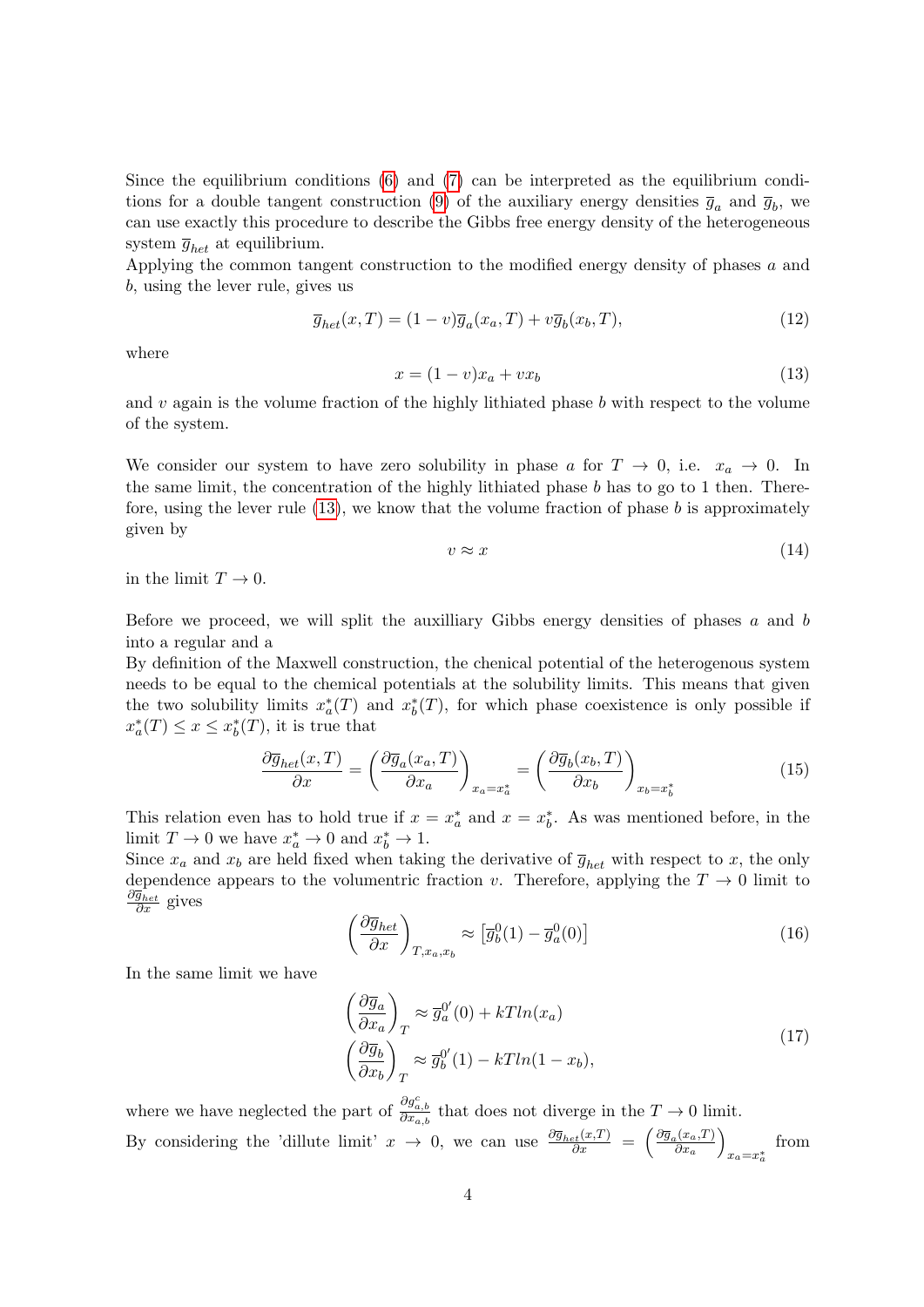Since the equilibrium conditions (6) and (7) can be interpreted as the equilibrium conditions for a double tangent construction (9) of the auxiliary energy densities $\overline{g}_a$ and $\overline{g}_b$, we can use exactly this procedure to describe the Gibbs free energy density of the heterogeneous system $\overline{g}_{het}$ at equilibrium.
Applying the common tangent construction to the modified energy density of phases $a$ and $b$, using the lever rule, gives us

$$\overline{g}_{het}(x,T) = (1-v)\overline{g}_a(x_a,T) + v\overline{g}_b(x_b,T), \tag{12}$$

where

$$x = (1-v)x_a + vx_b \tag{13}$$

and $v$ again is the volume fraction of the highly lithiated phase $b$ with respect to the volume of the system.

We consider our system to have zero solubility in phase $a$ for $T \to 0$, i.e. $x_a \to 0$. In the same limit, the concentration of the highly lithiated phase $b$ has to go to 1 then. Therefore, using the lever rule (13), we know that the volume fraction of phase $b$ is approximately given by

$$v \approx x \tag{14}$$

in the limit $T \to 0$.

Before we proceed, we will split the auxilliary Gibbs energy densities of phases $a$ and $b$ into a regular and a
By definition of the Maxwell construction, the chenical potential of the heterogenous system needs to be equal to the chemical potentials at the solubility limits. This means that given the two solubility limits $x_a^*(T)$ and $x_b^*(T)$, for which phase coexistence is only possible if $x_a^*(T) \le x \le x_b^*(T)$, it is true that

$$\frac{\partial \overline{g}_{het}(x,T)}{\partial x} = \left(\frac{\partial \overline{g}_a(x_a,T)}{\partial x_a}\right)_{x_a = x_a^*} = \left(\frac{\partial \overline{g}_b(x_b,T)}{\partial x_b}\right)_{x_b = x_b^*} \tag{15}$$

This relation even has to hold true if $x = x_a^*$ and $x = x_b^*$. As was mentioned before, in the limit $T \to 0$ we have $x_a^* \to 0$ and $x_b^* \to 1$.
Since $x_a$ and $x_b$ are held fixed when taking the derivative of $\overline{g}_{het}$ with respect to $x$, the only dependence appears to the volumentric fraction $v$. Therefore, applying the $T \to 0$ limit to $\frac{\partial \overline{g}_{het}}{\partial x}$ gives

$$\left(\frac{\partial \overline{g}_{het}}{\partial x}\right)_{T,x_a,x_b} \approx \left[\overline{g}_b^0(1) - \overline{g}_a^0(0)\right] \tag{16}$$

In the same limit we have

$$\begin{aligned} \left(\frac{\partial \overline{g}_a}{\partial x_a}\right)_T &\approx \overline{g}_a^{0'}(0) + kTln(x_a) \\ \left(\frac{\partial \overline{g}_b}{\partial x_b}\right)_T &\approx \overline{g}_b^{0'}(1) - kTln(1-x_b), \end{aligned} \tag{17}$$

where we have neglected the part of $\frac{\partial g_{a,b}^c}{\partial x_{a,b}}$ that does not diverge in the $T \to 0$ limit.
By considering the 'dillute limit' $x \to 0$, we can use $\frac{\partial \overline{g}_{het}(x,T)}{\partial x} = \left(\frac{\partial \overline{g}_a(x_a,T)}{\partial x_a}\right)_{x_a = x_a^*}$ from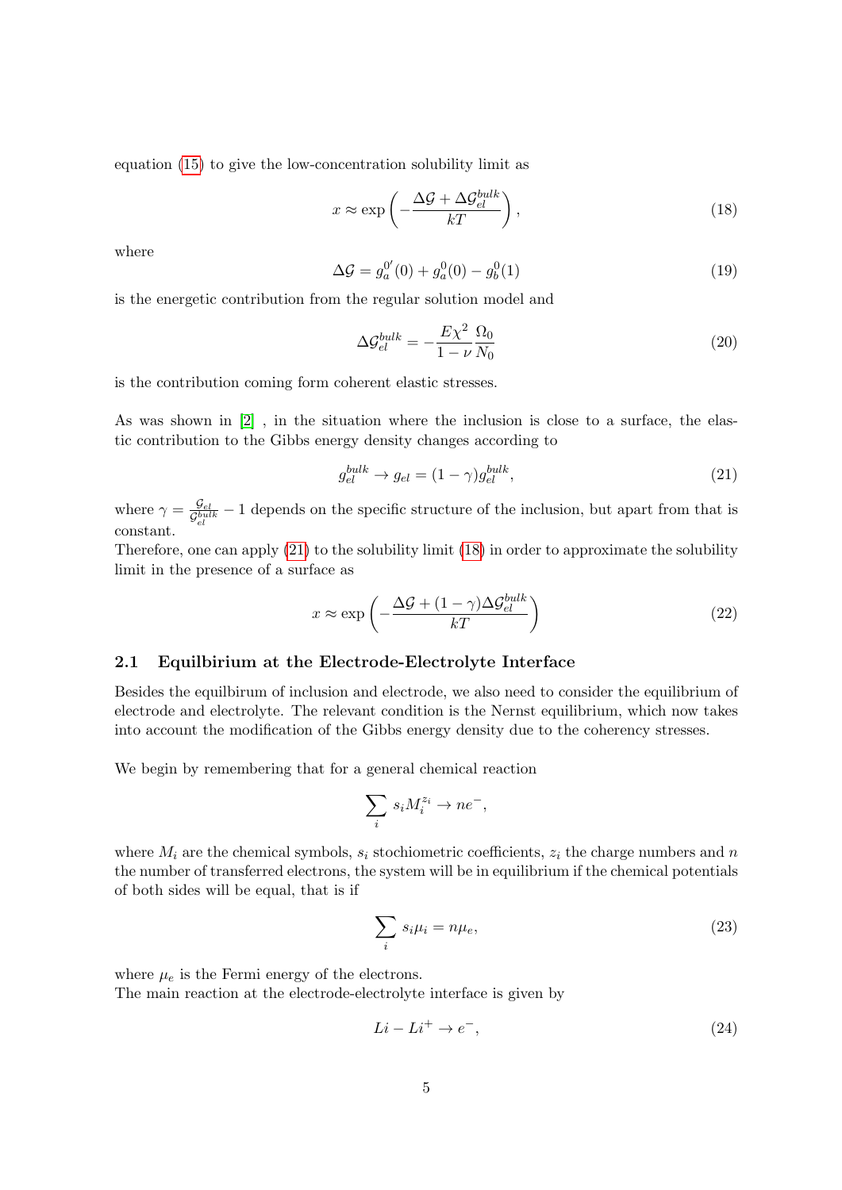equation (15) to give the low-concentration solubility limit as

$$x \approx \exp\left(-\frac{\Delta\mathcal{G} + \Delta\mathcal{G}_{el}^{bulk}}{kT}\right), \tag{18}$$

where

$$\Delta\mathcal{G} = g_a^{0'}(0) + g_a^0(0) - g_b^0(1) \tag{19}$$

is the energetic contribution from the regular solution model and

$$\Delta\mathcal{G}_{el}^{bulk} = -\frac{E\chi^2}{1-\nu}\frac{\Omega_0}{N_0} \tag{20}$$

is the contribution coming form coherent elastic stresses.

As was shown in [2] , in the situation where the inclusion is close to a surface, the elastic contribution to the Gibbs energy density changes according to

$$g_{el}^{bulk} \to g_{el} = (1-\gamma)g_{el}^{bulk}, \tag{21}$$

where $\gamma = \frac{\mathcal{G}_{el}}{\mathcal{G}_{el}^{bulk}} - 1$ depends on the specific structure of the inclusion, but apart from that is constant.
Therefore, one can apply (21) to the solubility limit (18) in order to approximate the solubility limit in the presence of a surface as

$$x \approx \exp\left(-\frac{\Delta\mathcal{G} + (1-\gamma)\Delta\mathcal{G}_{el}^{bulk}}{kT}\right) \tag{22}$$

### 2.1 Equilibrium at the Electrode-Electrolyte Interface

Besides the equilibrum of inclusion and electrode, we also need to consider the equilibrium of electrode and electrolyte. The relevant condition is the Nernst equilibrium, which now takes into account the modification of the Gibbs energy density due to the coherency stresses.

We begin by remembering that for a general chemical reaction

$$\sum_i s_i M_i^{z_i} \to ne^-,$$

where $M_i$ are the chemical symbols, $s_i$ stochiometric coefficients, $z_i$ the charge numbers and $n$ the number of transferred electrons, the system will be in equilibrium if the chemical potentials of both sides will be equal, that is if

$$\sum_i s_i \mu_i = n\mu_e, \tag{23}$$

where $\mu_e$ is the Fermi energy of the electrons.
The main reaction at the electrode-electrolyte interface is given by

$$Li - Li^+ \to e^-, \tag{24}$$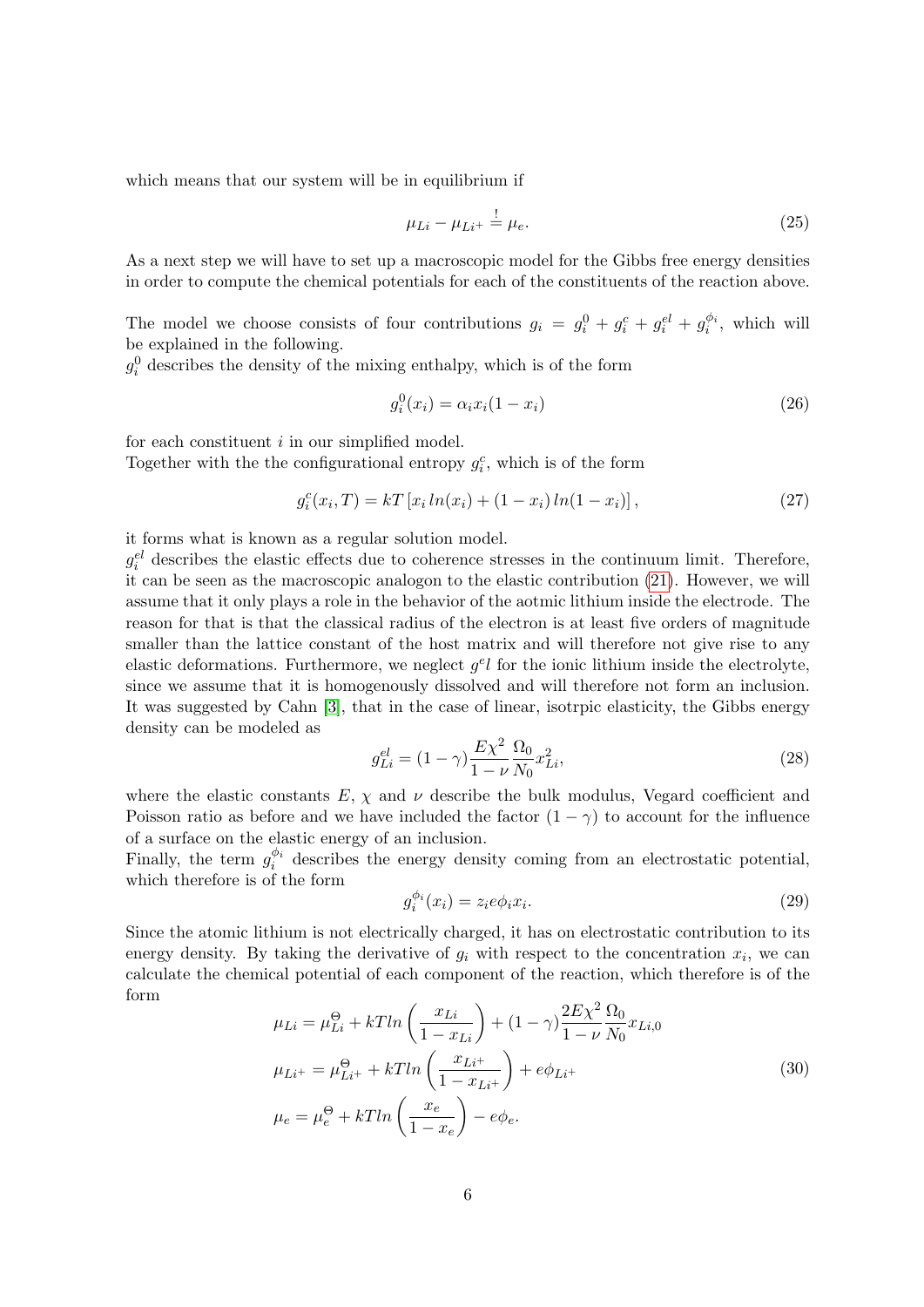which means that our system will be in equilibrium if

$$\mu_{Li} - \mu_{Li^+} \stackrel{!}{=} \mu_e. \tag{25}$$

As a next step we will have to set up a macroscopic model for the Gibbs free energy densities in order to compute the chemical potentials for each of the constituents of the reaction above.

The model we choose consists of four contributions $g_i = g_i^0 + g_i^c + g_i^{el} + g_i^{\phi_i}$, which will be explained in the following.
$g_i^0$ describes the density of the mixing enthalpy, which is of the form

$$g_i^0(x_i) = \alpha_i x_i(1 - x_i) \tag{26}$$

for each constituent $i$ in our simplified model.
Together with the the configurational entropy $g_i^c$, which is of the form

$$g_i^c(x_i, T) = kT\left[x_i\, ln(x_i) + (1 - x_i)\, ln(1 - x_i)\right], \tag{27}$$

it forms what is known as a regular solution model.
$g_i^{el}$ describes the elastic effects due to coherence stresses in the continuum limit. Therefore, it can be seen as the macroscopic analogon to the elastic contribution (21). However, we will assume that it only plays a role in the behavior of the aotmic lithium inside the electrode. The reason for that is that the classical radius of the electron is at least five orders of magnitude smaller than the lattice constant of the host matrix and will therefore not give rise to any elastic deformations. Furthermore, we neglect $g^el$ for the ionic lithium inside the electrolyte, since we assume that it is homogenously dissolved and will therefore not form an inclusion. It was suggested by Cahn [3], that in the case of linear, isotrpic elasticity, the Gibbs energy density can be modeled as

$$g_{Li}^{el} = (1 - \gamma)\frac{E\chi^2}{1 - \nu}\frac{\Omega_0}{N_0}x_{Li}^2, \tag{28}$$

where the elastic constants $E$, $\chi$ and $\nu$ describe the bulk modulus, Vegard coefficient and Poisson ratio as before and we have included the factor $(1 - \gamma)$ to account for the influence of a surface on the elastic energy of an inclusion.
Finally, the term $g_i^{\phi_i}$ describes the energy density coming from an electrostatic potential, which therefore is of the form

$$g_i^{\phi_i}(x_i) = z_i e \phi_i x_i. \tag{29}$$

Since the atomic lithium is not electrically charged, it has on electrostatic contribution to its energy density. By taking the derivative of $g_i$ with respect to the concentration $x_i$, we can calculate the chemical potential of each component of the reaction, which therefore is of the form

$$\begin{aligned}
\mu_{Li} &= \mu_{Li}^{\Theta} + kTln\left(\frac{x_{Li}}{1 - x_{Li}}\right) + (1 - \gamma)\frac{2E\chi^2}{1 - \nu}\frac{\Omega_0}{N_0}x_{Li,0} \\
\mu_{Li^+} &= \mu_{Li^+}^{\Theta} + kTln\left(\frac{x_{Li^+}}{1 - x_{Li^+}}\right) + e\phi_{Li^+} \\
\mu_e &= \mu_e^{\Theta} + kTln\left(\frac{x_e}{1 - x_e}\right) - e\phi_e.
\end{aligned} \tag{30}$$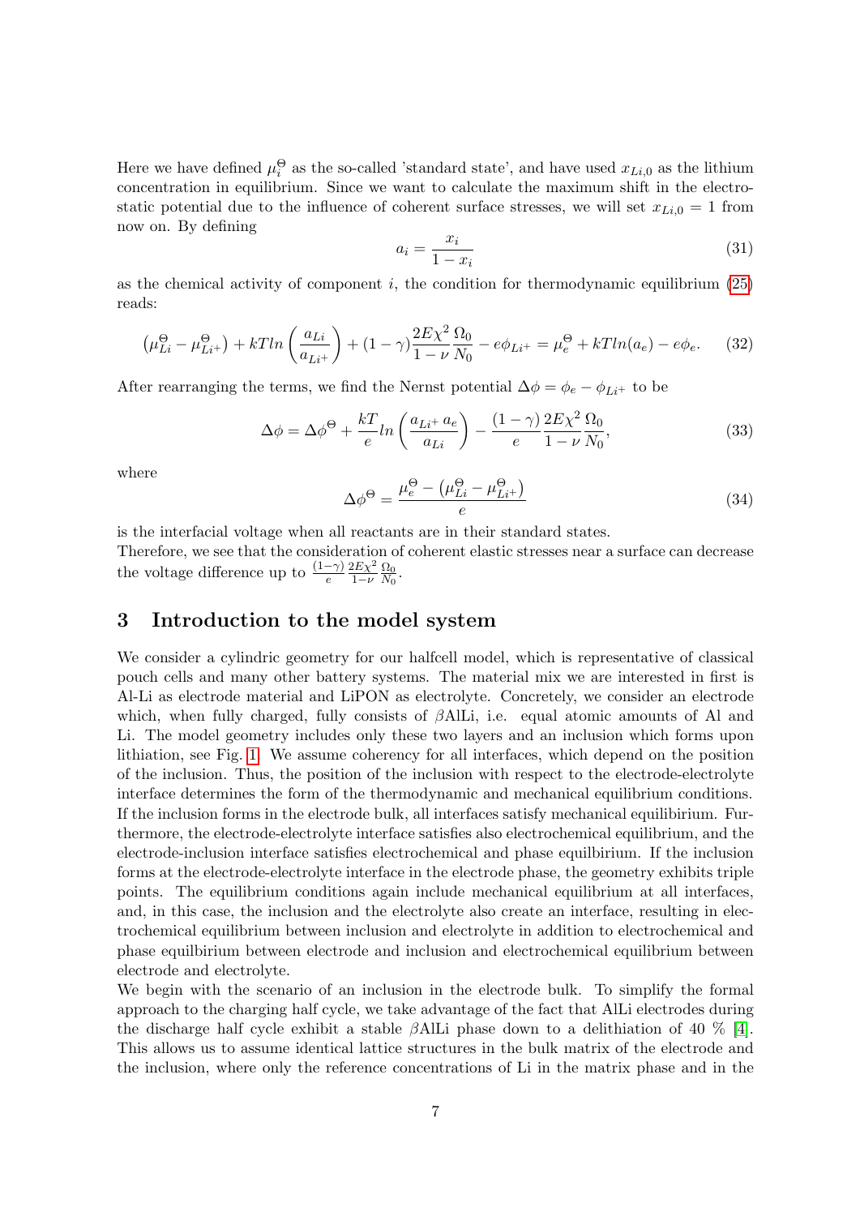Here we have defined $\mu_i^\Theta$ as the so-called 'standard state', and have used $x_{Li,0}$ as the lithium concentration in equilibrium. Since we want to calculate the maximum shift in the electrostatic potential due to the influence of coherent surface stresses, we will set $x_{Li,0} = 1$ from now on. By defining

$$a_i = \frac{x_i}{1 - x_i} \tag{31}$$

as the chemical activity of component $i$, the condition for thermodynamic equilibrium (25) reads:

$$\left(\mu_{Li}^\Theta - \mu_{Li^+}^\Theta\right) + kTln\left(\frac{a_{Li}}{a_{Li^+}}\right) + (1-\gamma)\frac{2E\chi^2}{1-\nu}\frac{\Omega_0}{N_0} - e\phi_{Li^+} = \mu_e^\Theta + kTln(a_e) - e\phi_e. \tag{32}$$

After rearranging the terms, we find the Nernst potential $\Delta\phi = \phi_e - \phi_{Li^+}$ to be

$$\Delta\phi = \Delta\phi^\Theta + \frac{kT}{e}ln\left(\frac{a_{Li^+}\,a_e}{a_{Li}}\right) - \frac{(1-\gamma)}{e}\frac{2E\chi^2}{1-\nu}\frac{\Omega_0}{N_0}, \tag{33}$$

where

$$\Delta\phi^\Theta = \frac{\mu_e^\Theta - \left(\mu_{Li}^\Theta - \mu_{Li^+}^\Theta\right)}{e} \tag{34}$$

is the interfacial voltage when all reactants are in their standard states.
Therefore, we see that the consideration of coherent elastic stresses near a surface can decrease the voltage difference up to $\frac{(1-\gamma)}{e}\frac{2E\chi^2}{1-\nu}\frac{\Omega_0}{N_0}$.

## 3 Introduction to the model system

We consider a cylindric geometry for our halfcell model, which is representative of classical pouch cells and many other battery systems. The material mix we are interested in first is Al-Li as electrode material and LiPON as electrolyte. Concretely, we consider an electrode which, when fully charged, fully consists of $\beta$AlLi, i.e. equal atomic amounts of Al and Li. The model geometry includes only these two layers and an inclusion which forms upon lithiation, see Fig. 1. We assume coherency for all interfaces, which depend on the position of the inclusion. Thus, the position of the inclusion with respect to the electrode-electrolyte interface determines the form of the thermodynamic and mechanical equilibrium conditions. If the inclusion forms in the electrode bulk, all interfaces satisfy mechanical equilibirium. Furthermore, the electrode-electrolyte interface satisfies also electrochemical equilibrium, and the electrode-inclusion interface satisfies electrochemical and phase equilbirium. If the inclusion forms at the electrode-electrolyte interface in the electrode phase, the geometry exhibits triple points. The equilibrium conditions again include mechanical equilibrium at all interfaces, and, in this case, the inclusion and the electrolyte also create an interface, resulting in electrochemical equilibrium between inclusion and electrolyte in addition to electrochemical and phase equilbirium between electrode and inclusion and electrochemical equilibrium between electrode and electrolyte.
We begin with the scenario of an inclusion in the electrode bulk. To simplify the formal approach to the charging half cycle, we take advantage of the fact that AlLi electrodes during the discharge half cycle exhibit a stable $\beta$AlLi phase down to a delithiation of 40 % [4]. This allows us to assume identical lattice structures in the bulk matrix of the electrode and the inclusion, where only the reference concentrations of Li in the matrix phase and in the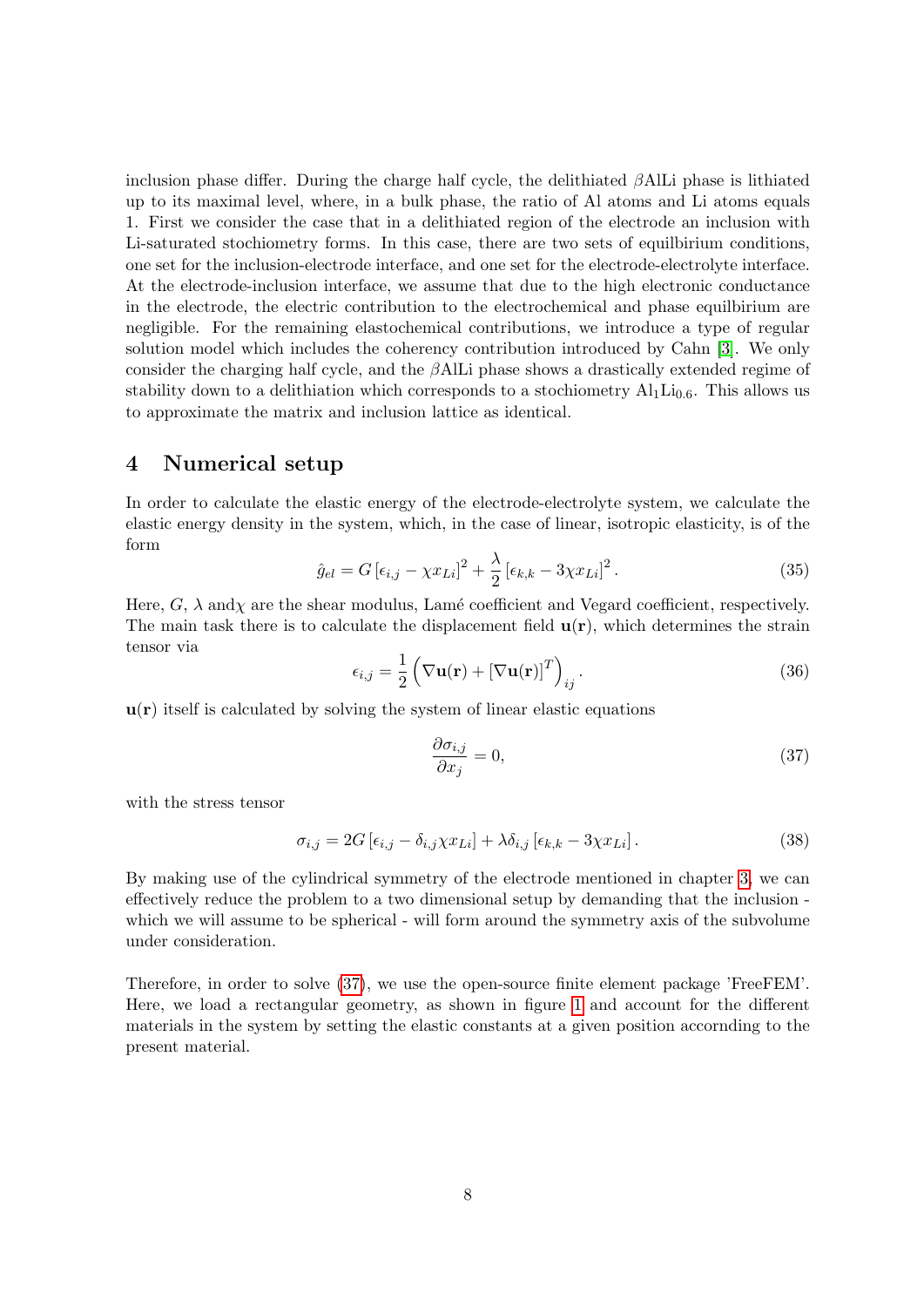inclusion phase differ. During the charge half cycle, the delithiated $\beta$AlLi phase is lithiated up to its maximal level, where, in a bulk phase, the ratio of Al atoms and Li atoms equals 1. First we consider the case that in a delithiated region of the electrode an inclusion with Li-saturated stochiometry forms. In this case, there are two sets of equilibrium conditions, one set for the inclusion-electrode interface, and one set for the electrode-electrolyte interface. At the electrode-inclusion interface, we assume that due to the high electronic conductance in the electrode, the electric contribution to the electrochemical and phase equilibrium are negligible. For the remaining elastochemical contributions, we introduce a type of regular solution model which includes the coherency contribution introduced by Cahn [3]. We only consider the charging half cycle, and the $\beta$AlLi phase shows a drastically extended regime of stability down to a delithiation which corresponds to a stochiometry $Al_1Li_{0.6}$. This allows us to approximate the matrix and inclusion lattice as identical.

## 4 Numerical setup

In order to calculate the elastic energy of the electrode-electrolyte system, we calculate the elastic energy density in the system, which, in the case of linear, isotropic elasticity, is of the form

$$\hat{g}_{el} = G\left[\epsilon_{i,j} - \chi x_{Li}\right]^2 + \frac{\lambda}{2}\left[\epsilon_{k,k} - 3\chi x_{Li}\right]^2. \tag{35}$$

Here, $G$, $\lambda$ and$\chi$ are the shear modulus, Lamé coefficient and Vegard coefficient, respectively. The main task there is to calculate the displacement field $\mathbf{u}(\mathbf{r})$, which determines the strain tensor via

$$\epsilon_{i,j} = \frac{1}{2}\left(\nabla\mathbf{u}(\mathbf{r}) + \left[\nabla\mathbf{u}(\mathbf{r})\right]^T\right)_{ij}. \tag{36}$$

$\mathbf{u}(\mathbf{r})$ itself is calculated by solving the system of linear elastic equations

$$\frac{\partial \sigma_{i,j}}{\partial x_j} = 0, \tag{37}$$

with the stress tensor

$$\sigma_{i,j} = 2G\left[\epsilon_{i,j} - \delta_{i,j}\chi x_{Li}\right] + \lambda\delta_{i,j}\left[\epsilon_{k,k} - 3x_{Li}\right]. \tag{38}$$

By making use of the cylindrical symmetry of the electrode mentioned in chapter 3, we can effectively reduce the problem to a two dimensional setup by demanding that the inclusion - which we will assume to be spherical - will form around the symmetry axis of the subvolume under consideration.

Therefore, in order to solve (37), we use the open-source finite element package 'FreeFEM'. Here, we load a rectangular geometry, as shown in figure 1 and account for the different materials in the system by setting the elastic constants at a given position accornding to the present material.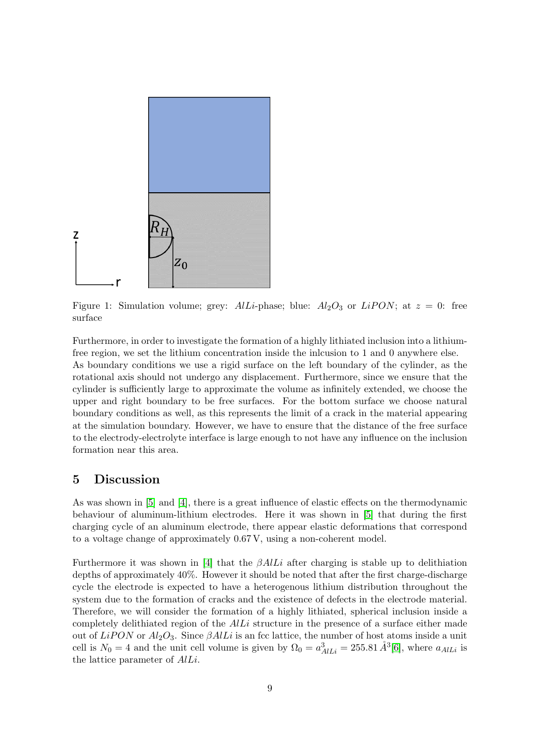Figure 1: Simulation volume; grey: $AlLi$-phase; blue: $Al_2O_3$ or $LiPON$; at $z = 0$: free surface

Furthermore, in order to investigate the formation of a highly lithiated inclusion into a lithium-free region, we set the lithium concentration inside the inlcusion to 1 and 0 anywhere else. As boundary conditions we use a rigid surface on the left boundary of the cylinder, as the rotational axis should not undergo any displacement. Furthermore, since we ensure that the cylinder is sufficiently large to approximate the volume as infinitely extended, we choose the upper and right boundary to be free surfaces. For the bottom surface we choose natural boundary conditions as well, as this represents the limit of a crack in the material appearing at the simulation boundary. However, we have to ensure that the distance of the free surface to the electrody-electrolyte interface is large enough to not have any influence on the inclusion formation near this area.

## 5 Discussion

As was shown in [5] and [4], there is a great influence of elastic effects on the thermodynamic behaviour of aluminum-lithium electrodes. Here it was shown in [5] that during the first charging cycle of an aluminum electrode, there appear elastic deformations that correspond to a voltage change of approximately 0.67 V, using a non-coherent model.

Furthermore it was shown in [4] that the $\beta AlLi$ after charging is stable up to delithiation depths of approximately 40%. However it should be noted that after the first charge-discharge cycle the electrode is expected to have a heterogenous lithium distribution throughout the system due to the formation of cracks and the existence of defects in the electrode material. Therefore, we will consider the formation of a highly lithiated, spherical inclusion inside a completely delithiated region of the $AlLi$ structure in the presence of a surface either made out of $LiPON$ or $Al_2O_3$. Since $\beta AlLi$ is an fcc lattice, the number of host atoms inside a unit cell is $N_0 = 4$ and the unit cell volume is given by $\Omega_0 = a_{AlLi}^3 = 255.81\,\mathring{A}^3$[6], where $a_{AlLi}$ is the lattice parameter of $AlLi$.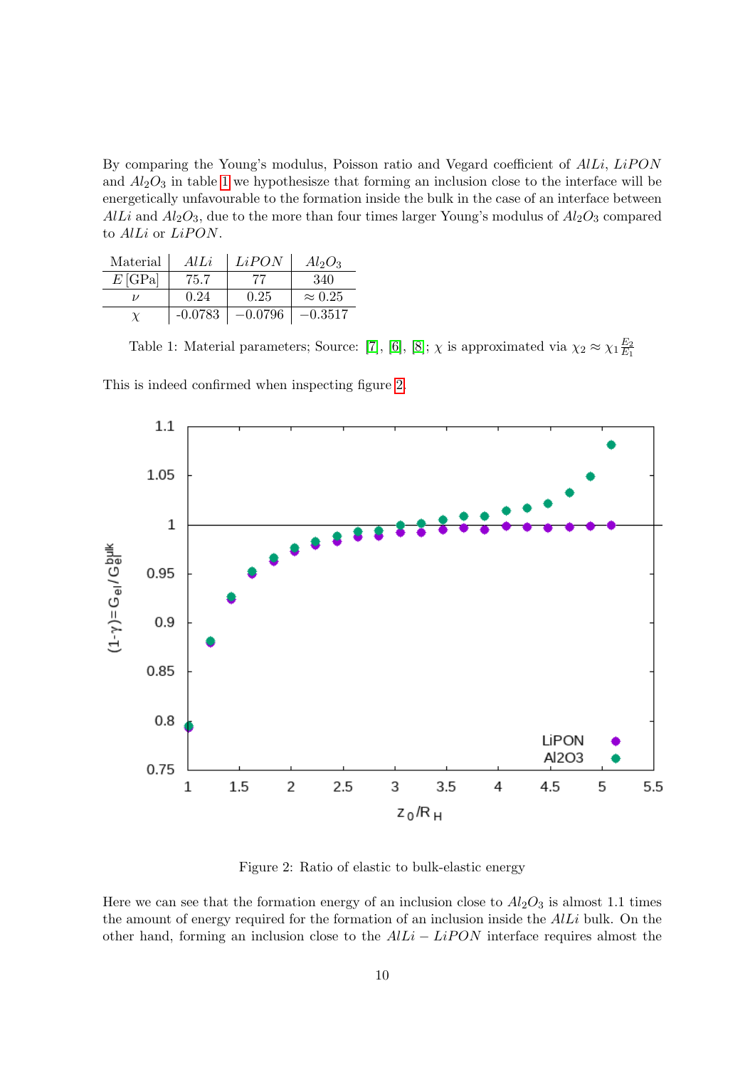By comparing the Young's modulus, Poisson ratio and Vegard coefficient of $AlLi$, $LiPON$ and $Al_2O_3$ in table 1 we hypothesisze that forming an inclusion close to the interface will be energetically unfavourable to the formation inside the bulk in the case of an interface between $AlLi$ and $Al_2O_3$, due to the more than four times larger Young's modulus of $Al_2O_3$ compared to $AlLi$ or $LiPON$.

| Material | $AlLi$ | $LiPON$ | $Al_2O_3$ |
|---|---|---|---|
| $E$ [GPa] | 75.7 | 77 | 340 |
| $\nu$ | 0.24 | 0.25 | $\approx 0.25$ |
| $\chi$ | -0.0783 | $-0.0796$ | $-0.3517$ |

Table 1: Material parameters; Source: [7], [6], [8]; $\chi$ is approximated via $\chi_2 \approx \chi_1 \frac{E_2}{E_1}$

This is indeed confirmed when inspecting figure 2.

Figure 2: Ratio of elastic to bulk-elastic energy

Here we can see that the formation energy of an inclusion close to $Al_2O_3$ is almost 1.1 times the amount of energy required for the formation of an inclusion inside the $AlLi$ bulk. On the other hand, forming an inclusion close to the $AlLi - LiPON$ interface requires almost the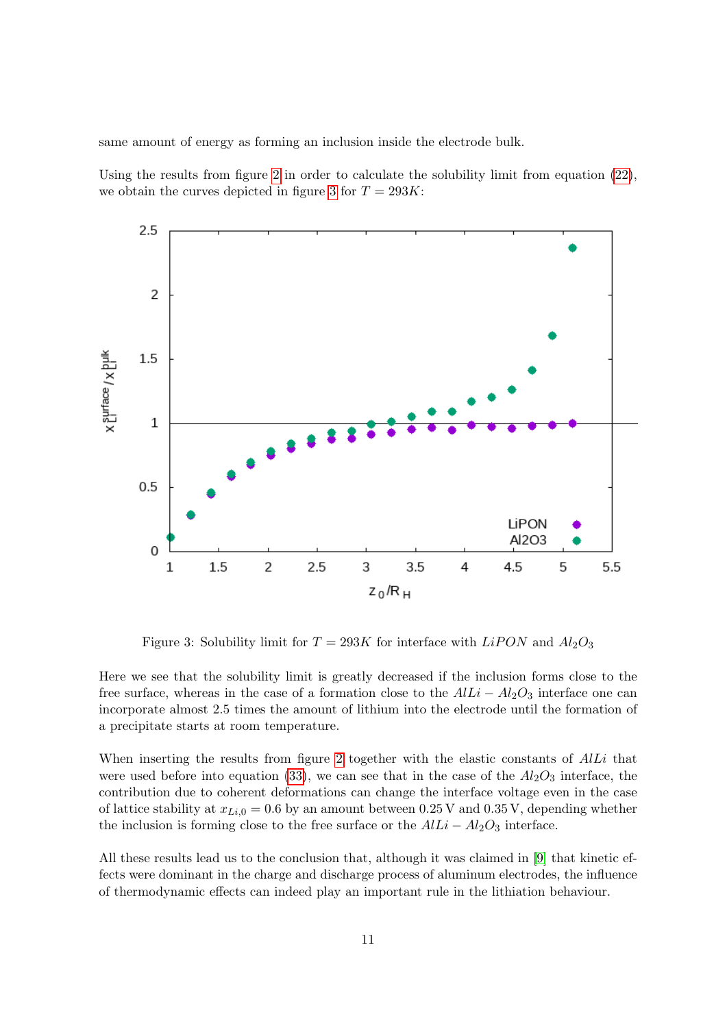same amount of energy as forming an inclusion inside the electrode bulk.

Using the results from figure 2 in order to calculate the solubility limit from equation (22), we obtain the curves depicted in figure 3 for $T = 293K$:

Figure 3: Solubility limit for $T = 293K$ for interface with $LiPON$ and $Al_2O_3$

Here we see that the solubility limit is greatly decreased if the inclusion forms close to the free surface, whereas in the case of a formation close to the $AlLi - Al_2O_3$ interface one can incorporate almost 2.5 times the amount of lithium into the electrode until the formation of a precipitate starts at room temperature.

When inserting the results from figure 2 together with the elastic constants of $AlLi$ that were used before into equation (33), we can see that in the case of the $Al_2O_3$ interface, the contribution due to coherent deformations can change the interface voltage even in the case of lattice stability at $x_{Li,0} = 0.6$ by an amount between $0.25\,\mathrm{V}$ and $0.35\,\mathrm{V}$, depending whether the inclusion is forming close to the free surface or the $AlLi - Al_2O_3$ interface.

All these results lead us to the conclusion that, although it was claimed in [9] that kinetic effects were dominant in the charge and discharge process of aluminum electrodes, the influence of thermodynamic effects can indeed play an important rule in the lithiation behaviour.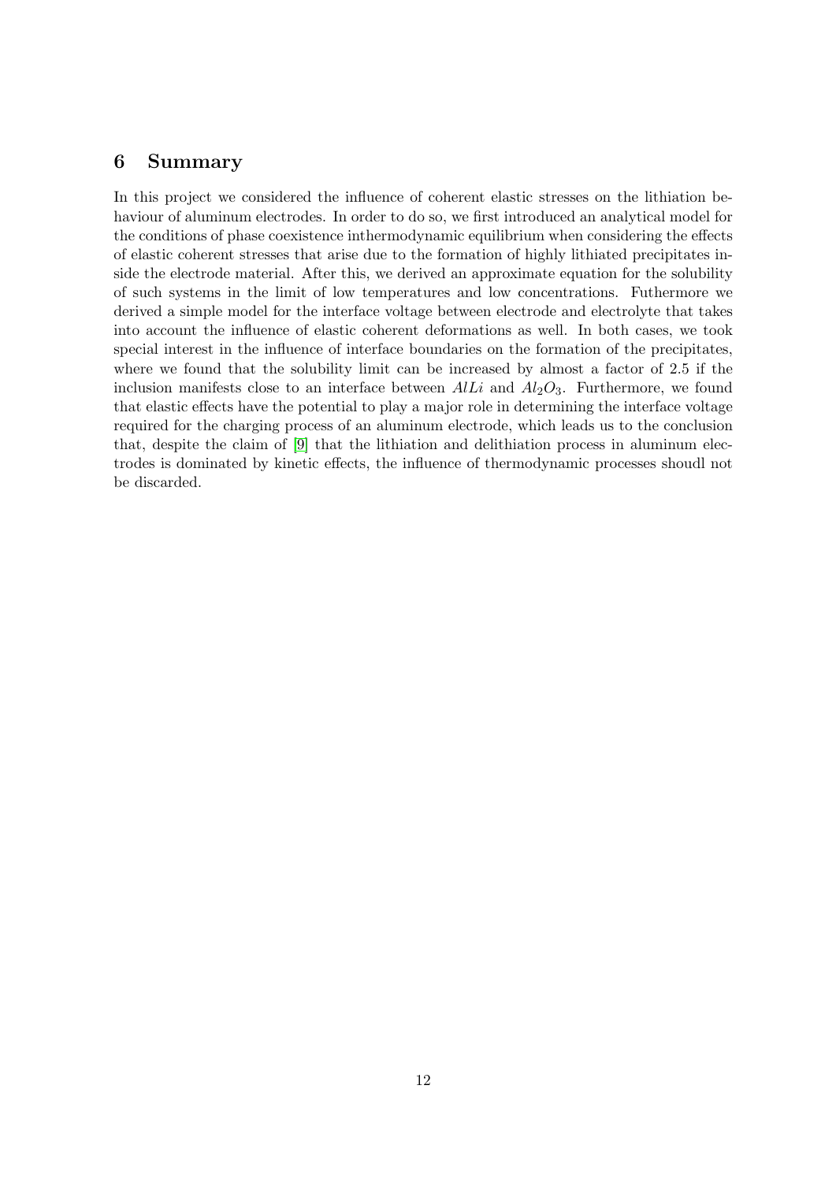## 6 Summary

In this project we considered the influence of coherent elastic stresses on the lithiation behaviour of aluminum electrodes. In order to do so, we first introduced an analytical model for the conditions of phase coexistence inthermodynamic equilibrium when considering the effects of elastic coherent stresses that arise due to the formation of highly lithiated precipitates inside the electrode material. After this, we derived an approximate equation for the solubility of such systems in the limit of low temperatures and low concentrations. Futhermore we derived a simple model for the interface voltage between electrode and electrolyte that takes into account the influence of elastic coherent deformations as well. In both cases, we took special interest in the influence of interface boundaries on the formation of the precipitates, where we found that the solubility limit can be increased by almost a factor of 2.5 if the inclusion manifests close to an interface between $AlLi$ and $Al_2O_3$. Furthermore, we found that elastic effects have the potential to play a major role in determining the interface voltage required for the charging process of an aluminum electrode, which leads us to the conclusion that, despite the claim of [9] that the lithiation and delithiation process in aluminum electrodes is dominated by kinetic effects, the influence of thermodynamic processes shoudl not be discarded.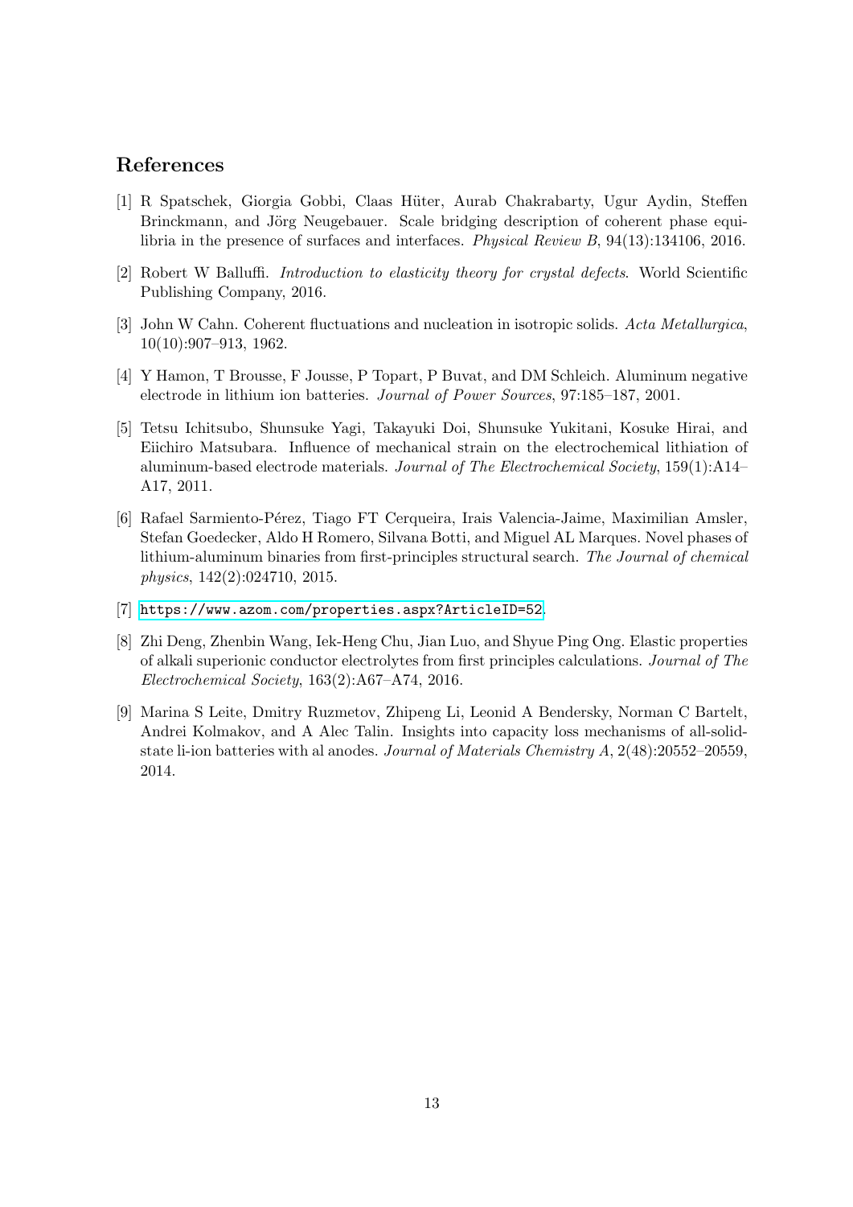## References

[1] R Spatschek, Giorgia Gobbi, Claas Hüter, Aurab Chakrabarty, Ugur Aydin, Steffen Brinckmann, and Jörg Neugebauer. Scale bridging description of coherent phase equilibria in the presence of surfaces and interfaces. *Physical Review B*, 94(13):134106, 2016.

[2] Robert W Balluffi. *Introduction to elasticity theory for crystal defects*. World Scientific Publishing Company, 2016.

[3] John W Cahn. Coherent fluctuations and nucleation in isotropic solids. *Acta Metallurgica*, 10(10):907–913, 1962.

[4] Y Hamon, T Brousse, F Jousse, P Topart, P Buvat, and DM Schleich. Aluminum negative electrode in lithium ion batteries. *Journal of Power Sources*, 97:185–187, 2001.

[5] Tetsu Ichitsubo, Shunsuke Yagi, Takayuki Doi, Shunsuke Yukitani, Kosuke Hirai, and Eiichiro Matsubara. Influence of mechanical strain on the electrochemical lithiation of aluminum-based electrode materials. *Journal of The Electrochemical Society*, 159(1):A14–A17, 2011.

[6] Rafael Sarmiento-Pérez, Tiago FT Cerqueira, Irais Valencia-Jaime, Maximilian Amsler, Stefan Goedecker, Aldo H Romero, Silvana Botti, and Miguel AL Marques. Novel phases of lithium-aluminum binaries from first-principles structural search. *The Journal of chemical physics*, 142(2):024710, 2015.

[7] https://www.azom.com/properties.aspx?ArticleID=52.

[8] Zhi Deng, Zhenbin Wang, Iek-Heng Chu, Jian Luo, and Shyue Ping Ong. Elastic properties of alkali superionic conductor electrolytes from first principles calculations. *Journal of The Electrochemical Society*, 163(2):A67–A74, 2016.

[9] Marina S Leite, Dmitry Ruzmetov, Zhipeng Li, Leonid A Bendersky, Norman C Bartelt, Andrei Kolmakov, and A Alec Talin. Insights into capacity loss mechanisms of all-solid-state li-ion batteries with al anodes. *Journal of Materials Chemistry A*, 2(48):20552–20559, 2014.